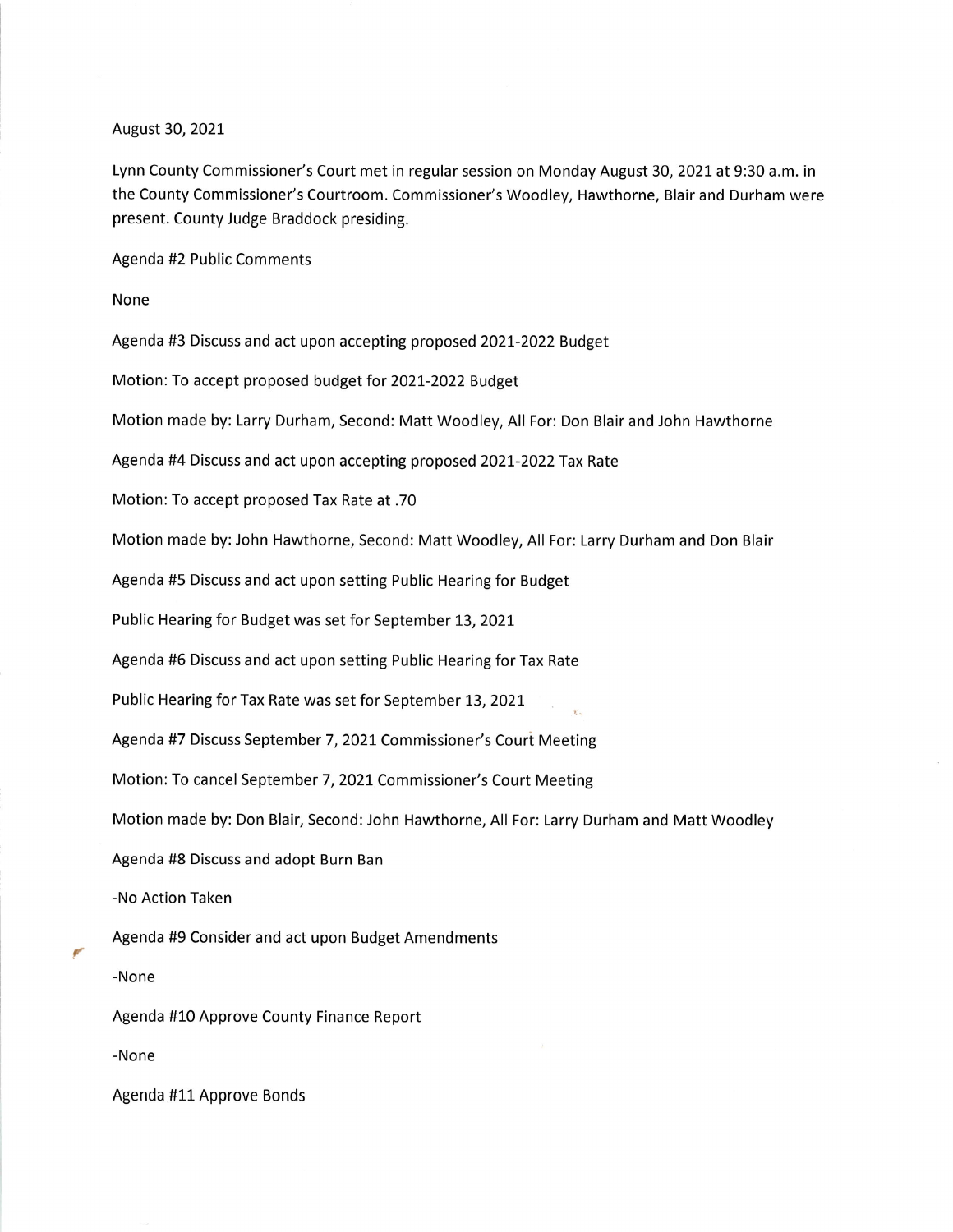August 30, 2021

Lynn County Commissioner's Court met in regular session on Monday August 30, 2021 at 9:30 a.m. in the County Commissioner's Courtroom. Commissioner's Woodley, Hawthorne, Blair and Durham were present. County Judge Braddock presiding.

Agenda #2 Public Comments

None

Agenda #3 Discuss and act upon accepting proposed 2021-2022 Budget

Motion: To accept proposed budget for 2021-2022 Budget

Motion made by: Larry Durham, Second: Matt Woodley, All For: Don Blair and John Hawthorne

Agenda #4 Discuss and act upon accepting proposed 2021-2022 Tax Rate

Motion: To accept proposed Tax Rate at .70

Motion made by: John Hawthorne, Second: Matt Woodley, All For: Larry Durham and Don Blair

Agenda #5 Discuss and act upon setting Public Hearing for Budget

Public Hearing for Budget was set for September 13, 2021

Agenda #6 Discuss and act upon setting Public Hearing for Tax Rate

Public Hearing for Tax Rate was set for September 13, 2021

Agenda #7 Discuss September 7, 2021 Commissioner's Court Meeting

Motion: To cancel September 7, 2021 Commissioner's Court Meeting

Motion made by: Don Blair, Second: John Hawthorne, All For: Larry Durham and Matt Woodley

Agenda #8 Discuss and adopt Burn Ban

-No Action Taken

Agenda #9 Consider and act upon Budget Amendments

-None

Agenda #10 Approve County Finance Report

-None

Agenda #11 Approve Bonds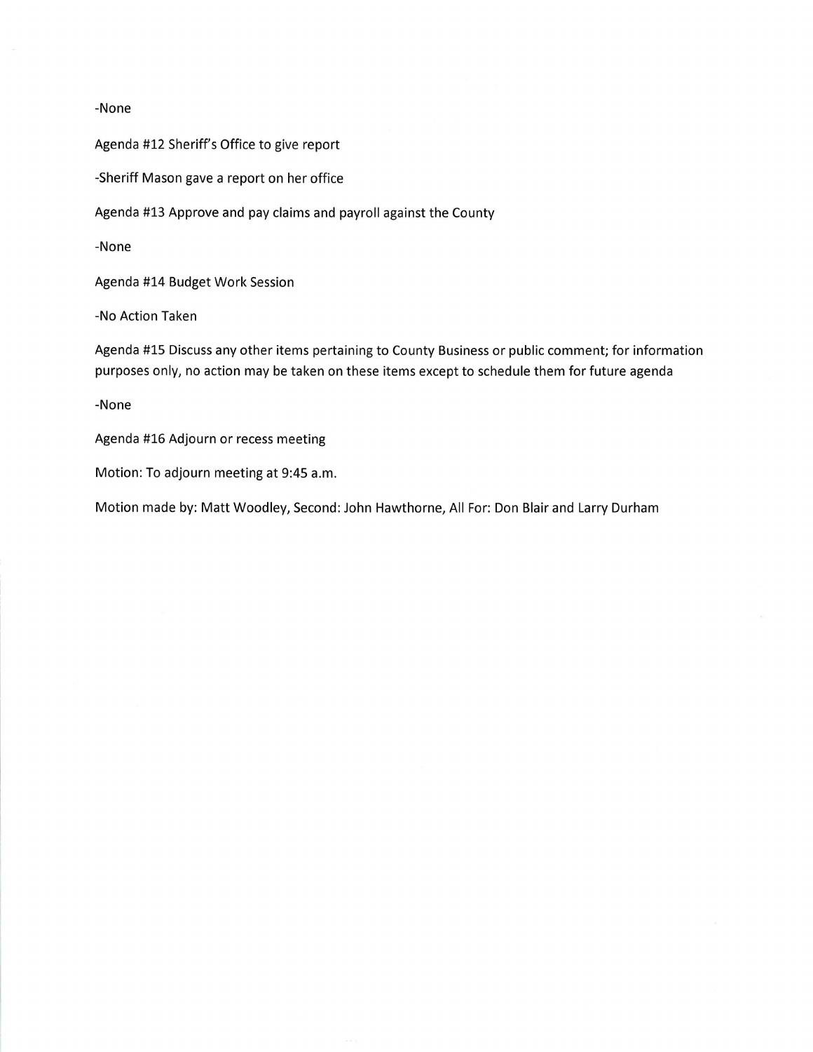-None

Agenda #12 Sheriff's Office to give report

-Sheriff Mason gave a report on her office

Agenda #13 Approve and pay claims and payroll against the County

-None

Agenda #14 Budget Work Session

-No Action Taken

Agenda #15 Discuss any other items pertaining to County Business or public comment; for information purposes only, no action may be taken on these items except to schedule them for future agenda

-None

Agenda #16 Adjourn or recess meeting

Motion: To adjourn meeting at 9:45 a.m.

Motion made by: Matt Woodley, Second: John Hawthorne, All For: Don Blair and Larry Durham